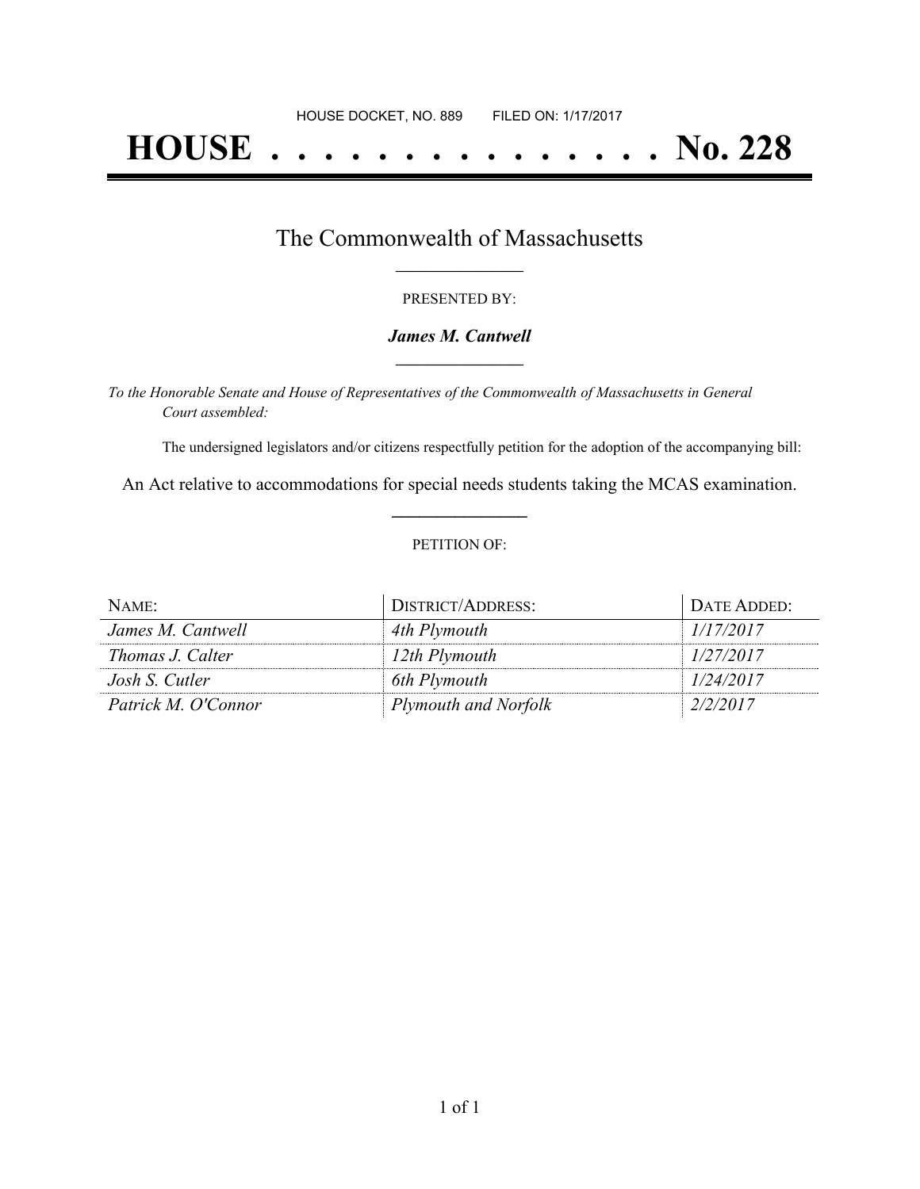HOUSE DOCKET, NO. 889        FILED ON: 1/17/2017

# HOUSE . . . . . . . . . . . . . . . No. 228

## The Commonwealth of Massachusetts

PRESENTED BY:

***James M. Cantwell***

*To the Honorable Senate and House of Representatives of the Commonwealth of Massachusetts in General Court assembled:*

The undersigned legislators and/or citizens respectfully petition for the adoption of the accompanying bill:

An Act relative to accommodations for special needs students taking the MCAS examination.

PETITION OF:

| NAME: | DISTRICT/ADDRESS: | DATE ADDED: |
|---|---|---|
| *James M. Cantwell* | *4th Plymouth* | *1/17/2017* |
| *Thomas J. Calter* | *12th Plymouth* | *1/27/2017* |
| *Josh S. Cutler* | *6th Plymouth* | *1/24/2017* |
| *Patrick M. O'Connor* | *Plymouth and Norfolk* | *2/2/2017* |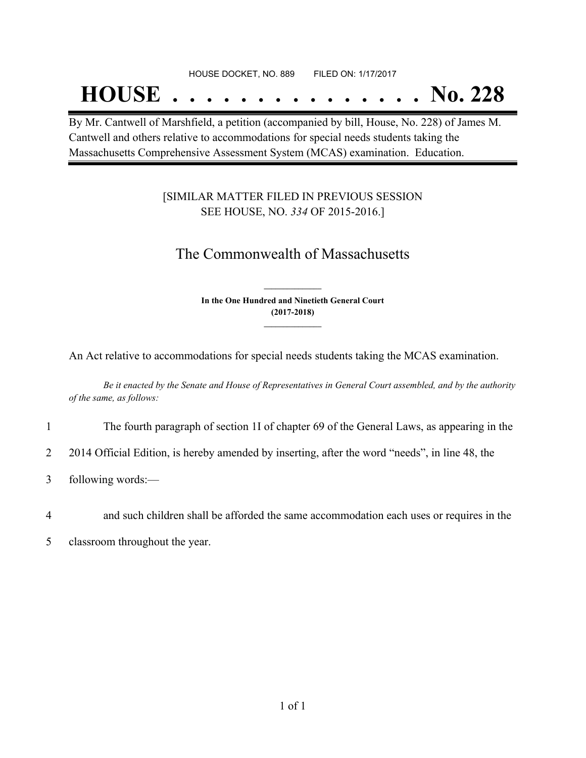HOUSE DOCKET, NO. 889        FILED ON: 1/17/2017

# HOUSE . . . . . . . . . . . . . . . No. 228

By Mr. Cantwell of Marshfield, a petition (accompanied by bill, House, No. 228) of James M. Cantwell and others relative to accommodations for special needs students taking the Massachusetts Comprehensive Assessment System (MCAS) examination. Education.

[SIMILAR MATTER FILED IN PREVIOUS SESSION
SEE HOUSE, NO. *334* OF 2015-2016.]

## The Commonwealth of Massachusetts

**In the One Hundred and Ninetieth General Court**
**(2017-2018)**

An Act relative to accommodations for special needs students taking the MCAS examination.

*Be it enacted by the Senate and House of Representatives in General Court assembled, and by the authority of the same, as follows:*

1 The fourth paragraph of section 1I of chapter 69 of the General Laws, as appearing in the
2 2014 Official Edition, is hereby amended by inserting, after the word "needs", in line 48, the
3 following words:—

4 and such children shall be afforded the same accommodation each uses or requires in the
5 classroom throughout the year.